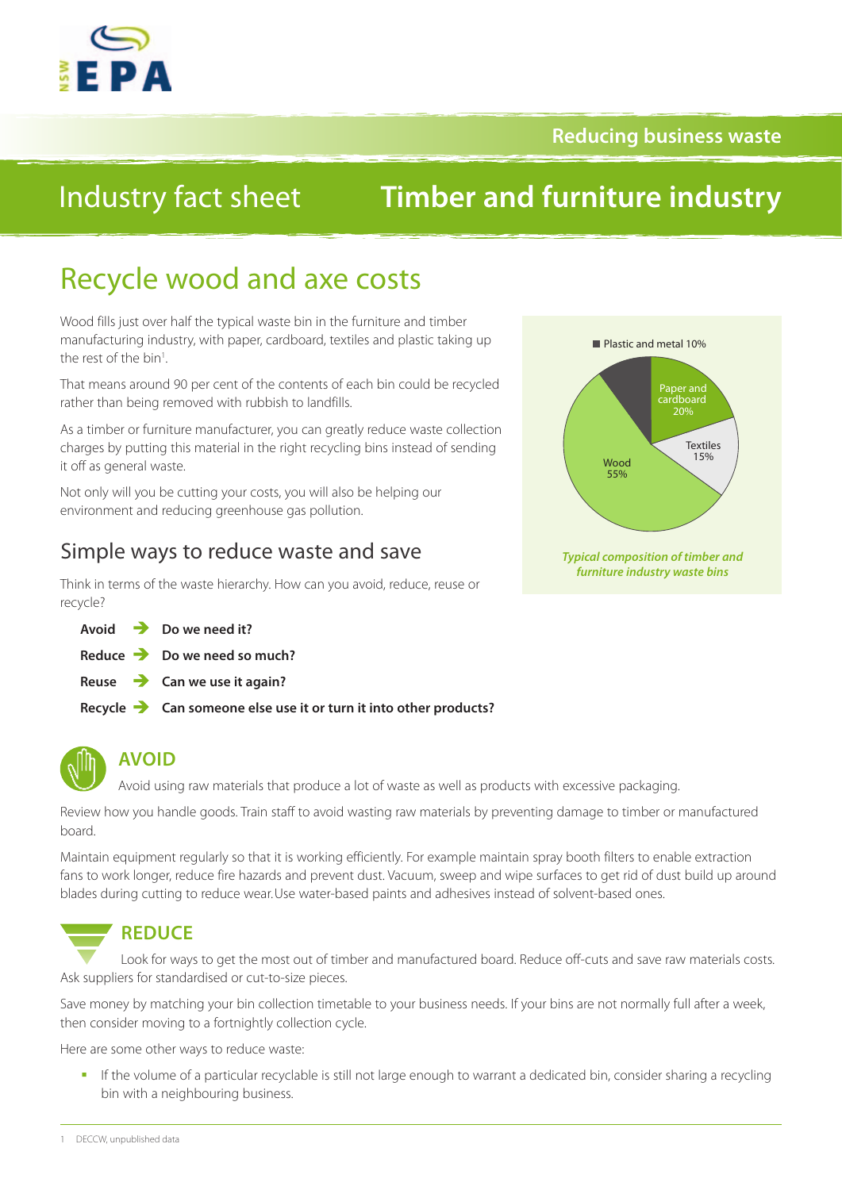Reducing business waste

# Industry fact sheet — Timber and furniture industry

## Recycle wood and axe costs

Wood fills just over half the typical waste bin in the furniture and timber manufacturing industry, with paper, cardboard, textiles and plastic taking up the rest of the bin[1].

That means around 90 per cent of the contents of each bin could be recycled rather than being removed with rubbish to landfills.

As a timber or furniture manufacturer, you can greatly reduce waste collection charges by putting this material in the right recycling bins instead of sending it off as general waste.

Not only will you be cutting your costs, you will also be helping our environment and reducing greenhouse gas pollution.

Plastic and metal 10%
Paper and cardboard 20%
Textiles 15%
Wood 55%

*Typical composition of timber and furniture industry waste bins*

### Simple ways to reduce waste and save

Think in terms of the waste hierarchy. How can you avoid, reduce, reuse or recycle?

**Avoid** → **Do we need it?**

**Reduce** → **Do we need so much?**

**Reuse** → **Can we use it again?**

**Recycle** → **Can someone else use it or turn it into other products?**

### AVOID

Avoid using raw materials that produce a lot of waste as well as products with excessive packaging.

Review how you handle goods. Train staff to avoid wasting raw materials by preventing damage to timber or manufactured board.

Maintain equipment regularly so that it is working efficiently. For example maintain spray booth filters to enable extraction fans to work longer, reduce fire hazards and prevent dust. Vacuum, sweep and wipe surfaces to get rid of dust build up around blades during cutting to reduce wear. Use water-based paints and adhesives instead of solvent-based ones.

### REDUCE

Look for ways to get the most out of timber and manufactured board. Reduce off-cuts and save raw materials costs. Ask suppliers for standardised or cut-to-size pieces.

Save money by matching your bin collection timetable to your business needs. If your bins are not normally full after a week, then consider moving to a fortnightly collection cycle.

Here are some other ways to reduce waste:

- If the volume of a particular recyclable is still not large enough to warrant a dedicated bin, consider sharing a recycling bin with a neighbouring business.

1 DECCW, unpublished data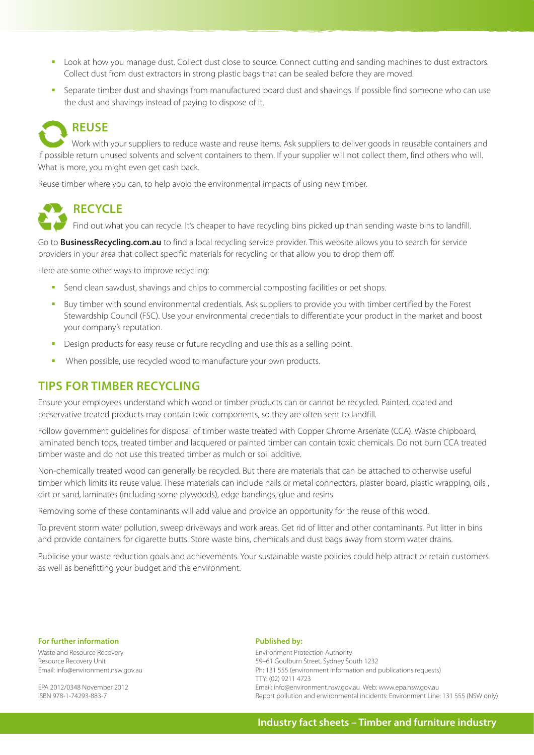- Look at how you manage dust. Collect dust close to source. Connect cutting and sanding machines to dust extractors. Collect dust from dust extractors in strong plastic bags that can be sealed before they are moved.
- Separate timber dust and shavings from manufactured board dust and shavings. If possible find someone who can use the dust and shavings instead of paying to dispose of it.

## REUSE

Work with your suppliers to reduce waste and reuse items. Ask suppliers to deliver goods in reusable containers and if possible return unused solvents and solvent containers to them. If your supplier will not collect them, find others who will. What is more, you might even get cash back.

Reuse timber where you can, to help avoid the environmental impacts of using new timber.

## RECYCLE

Find out what you can recycle. It's cheaper to have recycling bins picked up than sending waste bins to landfill.

Go to **BusinessRecycling.com.au** to find a local recycling service provider. This website allows you to search for service providers in your area that collect specific materials for recycling or that allow you to drop them off.

Here are some other ways to improve recycling:

- Send clean sawdust, shavings and chips to commercial composting facilities or pet shops.
- Buy timber with sound environmental credentials. Ask suppliers to provide you with timber certified by the Forest Stewardship Council (FSC). Use your environmental credentials to differentiate your product in the market and boost your company's reputation.
- Design products for easy reuse or future recycling and use this as a selling point.
- When possible, use recycled wood to manufacture your own products.

## TIPS FOR TIMBER RECYCLING

Ensure your employees understand which wood or timber products can or cannot be recycled. Painted, coated and preservative treated products may contain toxic components, so they are often sent to landfill.

Follow government guidelines for disposal of timber waste treated with Copper Chrome Arsenate (CCA). Waste chipboard, laminated bench tops, treated timber and lacquered or painted timber can contain toxic chemicals. Do not burn CCA treated timber waste and do not use this treated timber as mulch or soil additive.

Non-chemically treated wood can generally be recycled. But there are materials that can be attached to otherwise useful timber which limits its reuse value. These materials can include nails or metal connectors, plaster board, plastic wrapping, oils , dirt or sand, laminates (including some plywoods), edge bandings, glue and resins.

Removing some of these contaminants will add value and provide an opportunity for the reuse of this wood.

To prevent storm water pollution, sweep driveways and work areas. Get rid of litter and other contaminants. Put litter in bins and provide containers for cigarette butts. Store waste bins, chemicals and dust bags away from storm water drains.

Publicise your waste reduction goals and achievements. Your sustainable waste policies could help attract or retain customers as well as benefitting your budget and the environment.

**For further information**

Waste and Resource Recovery
Resource Recovery Unit
Email: info@environment.nsw.gov.au

EPA 2012/0348 November 2012
ISBN 978-1-74293-883-7

**Published by:**

Environment Protection Authority
59–61 Goulburn Street, Sydney South 1232
Ph: 131 555 (environment information and publications requests)
TTY: (02) 9211 4723
Email: info@environment.nsw.gov.au Web: www.epa.nsw.gov.au
Report pollution and environmental incidents: Environment Line: 131 555 (NSW only)

**Industry fact sheets – Timber and furniture industry**